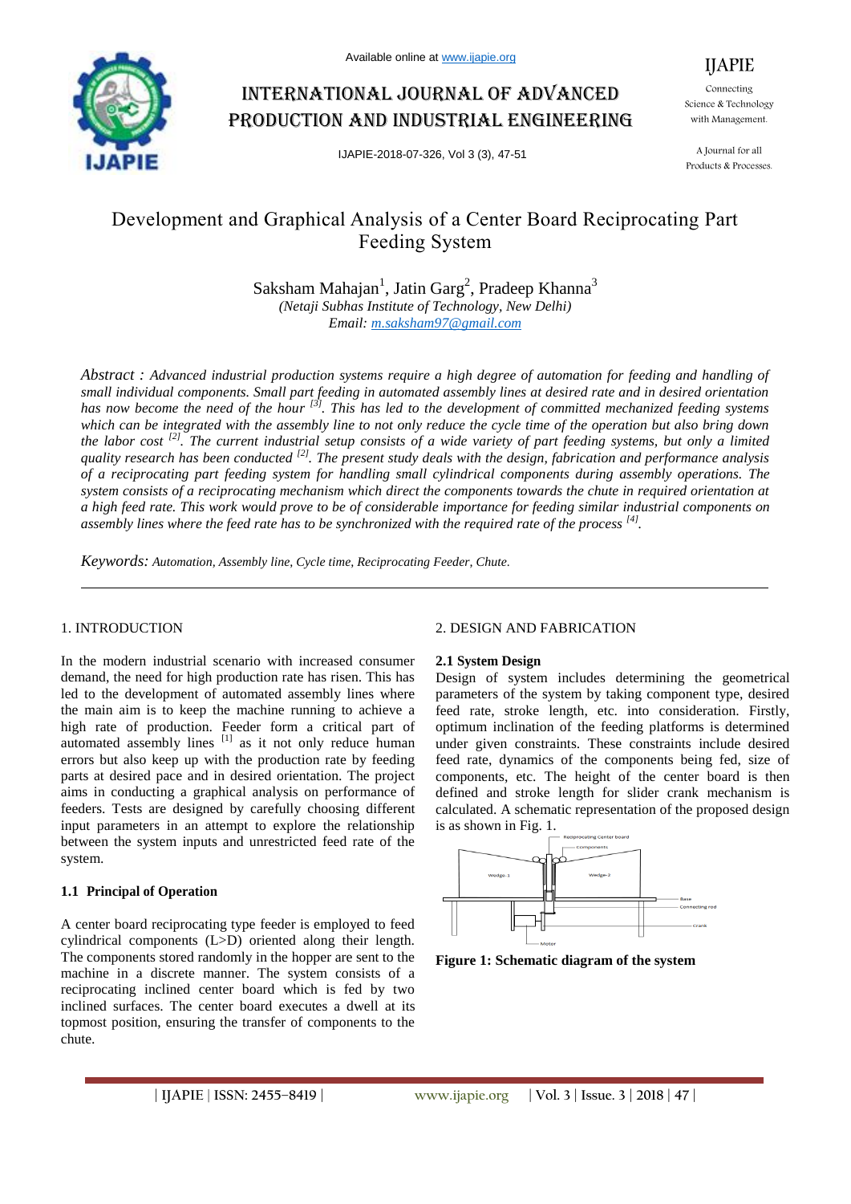# Development and Graphical Analysis of a Center Board Reciprocating Part Feeding System

Saksham Mahajan[1], Jatin Garg[2], Pradeep Khanna[3]

*(Netaji Subhas Institute of Technology, New Delhi)*

*Email: m.saksham97@gmail.com*

*Abstract : Advanced industrial production systems require a high degree of automation for feeding and handling of small individual components. Small part feeding in automated assembly lines at desired rate and in desired orientation has now become the need of the hour [3]. This has led to the development of committed mechanized feeding systems which can be integrated with the assembly line to not only reduce the cycle time of the operation but also bring down the labor cost [2]. The current industrial setup consists of a wide variety of part feeding systems, but only a limited quality research has been conducted [2]. The present study deals with the design, fabrication and performance analysis of a reciprocating part feeding system for handling small cylindrical components during assembly operations. The system consists of a reciprocating mechanism which direct the components towards the chute in required orientation at a high feed rate. This work would prove to be of considerable importance for feeding similar industrial components on assembly lines where the feed rate has to be synchronized with the required rate of the process [4].*

*Keywords: Automation, Assembly line, Cycle time, Reciprocating Feeder, Chute.*

## 1. INTRODUCTION

In the modern industrial scenario with increased consumer demand, the need for high production rate has risen. This has led to the development of automated assembly lines where the main aim is to keep the machine running to achieve a high rate of production. Feeder form a critical part of automated assembly lines [1] as it not only reduce human errors but also keep up with the production rate by feeding parts at desired pace and in desired orientation. The project aims in conducting a graphical analysis on performance of feeders. Tests are designed by carefully choosing different input parameters in an attempt to explore the relationship between the system inputs and unrestricted feed rate of the system.

### 1.1 Principal of Operation

A center board reciprocating type feeder is employed to feed cylindrical components (L>D) oriented along their length. The components stored randomly in the hopper are sent to the machine in a discrete manner. The system consists of a reciprocating inclined center board which is fed by two inclined surfaces. The center board executes a dwell at its topmost position, ensuring the transfer of components to the chute.

## 2. DESIGN AND FABRICATION

### 2.1 System Design

Design of system includes determining the geometrical parameters of the system by taking component type, desired feed rate, stroke length, etc. into consideration. Firstly, optimum inclination of the feeding platforms is determined under given constraints. These constraints include desired feed rate, dynamics of the components being fed, size of components, etc. The height of the center board is then defined and stroke length for slider crank mechanism is calculated. A schematic representation of the proposed design is as shown in Fig. 1.

**Figure 1: Schematic diagram of the system**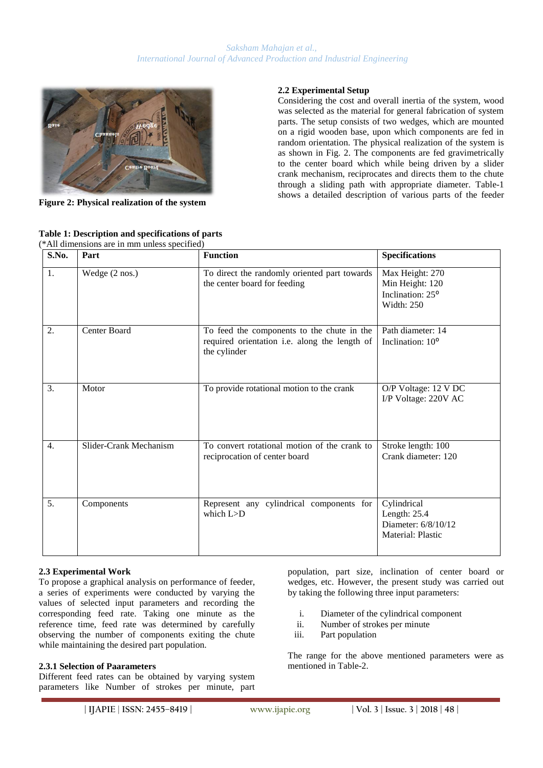Figure 2: Physical realization of the system

### 2.2 Experimental Setup

Considering the cost and overall inertia of the system, wood was selected as the material for general fabrication of system parts. The setup consists of two wedges, which are mounted on a rigid wooden base, upon which components are fed in random orientation. The physical realization of the system is as shown in Fig. 2. The components are fed gravimetrically to the center board which while being driven by a slider crank mechanism, reciprocates and directs them to the chute through a sliding path with appropriate diameter. Table-1 shows a detailed description of various parts of the feeder

**Table 1: Description and specifications of parts**

(*All dimensions are in mm unless specified)

| S.No. | Part | Function | Specifications |
|---|---|---|---|
| 1. | Wedge (2 nos.) | To direct the randomly oriented part towards the center board for feeding | Max Height: 270<br>Min Height: 120<br>Inclination: 25$^o$<br>Width: 250 |
| 2. | Center Board | To feed the components to the chute in the required orientation i.e. along the length of the cylinder | Path diameter: 14<br>Inclination: 10$^o$ |
| 3. | Motor | To provide rotational motion to the crank | O/P Voltage: 12 V DC<br>I/P Voltage: 220V AC |
| 4. | Slider-Crank Mechanism | To convert rotational motion of the crank to reciprocation of center board | Stroke length: 100<br>Crank diameter: 120 |
| 5. | Components | Represent any cylindrical components for which L>D | Cylindrical<br>Length: 25.4<br>Diameter: 6/8/10/12<br>Material: Plastic |

### 2.3 Experimental Work

To propose a graphical analysis on performance of feeder, a series of experiments were conducted by varying the values of selected input parameters and recording the corresponding feed rate. Taking one minute as the reference time, feed rate was determined by carefully observing the number of components exiting the chute while maintaining the desired part population.

#### 2.3.1 Selection of Paarameters

Different feed rates can be obtained by varying system parameters like Number of strokes per minute, part population, part size, inclination of center board or wedges, etc. However, the present study was carried out by taking the following three input parameters:

i. Diameter of the cylindrical component
ii. Number of strokes per minute
iii. Part population

The range for the above mentioned parameters were as mentioned in Table-2.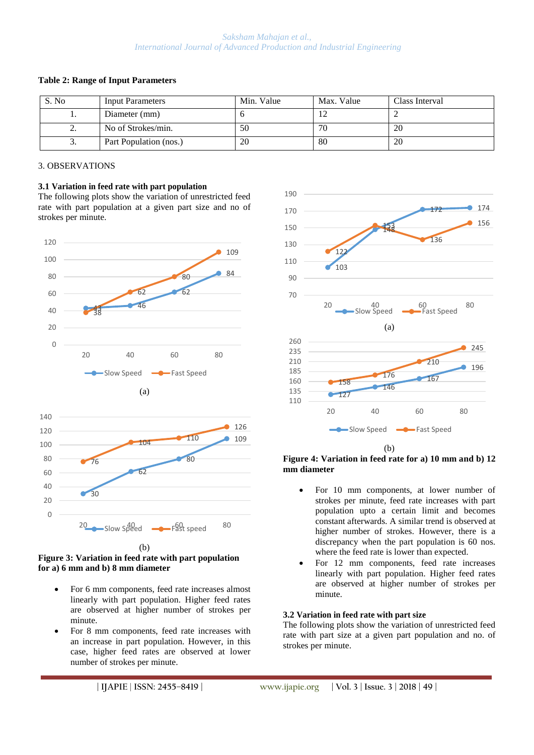**Table 2: Range of Input Parameters**

| S. No | Input Parameters | Min. Value | Max. Value | Class Interval |
|---|---|---|---|---|
| 1. | Diameter (mm) | 6 | 12 | 2 |
| 2. | No of Strokes/min. | 50 | 70 | 20 |
| 3. | Part Population (nos.) | 20 | 80 | 20 |

## 3. OBSERVATIONS

### 3.1 Variation in feed rate with part population

The following plots show the variation of unrestricted feed rate with part population at a given part size and no of strokes per minute.

(a)

(b)

**Figure 3: Variation in feed rate with part population for a) 6 mm and b) 8 mm diameter**

- For 6 mm components, feed rate increases almost linearly with part population. Higher feed rates are observed at higher number of strokes per minute.
- For 8 mm components, feed rate increases with an increase in part population. However, in this case, higher feed rates are observed at lower number of strokes per minute.

(a)

(b)

**Figure 4: Variation in feed rate for a) 10 mm and b) 12 mm diameter**

- For 10 mm components, at lower number of strokes per minute, feed rate increases with part population upto a certain limit and becomes constant afterwards. A similar trend is observed at higher number of strokes. However, there is a discrepancy when the part population is 60 nos. where the feed rate is lower than expected.
- For 12 mm components, feed rate increases linearly with part population. Higher feed rates are observed at higher number of strokes per minute.

### 3.2 Variation in feed rate with part size

The following plots show the variation of unrestricted feed rate with part size at a given part population and no. of strokes per minute.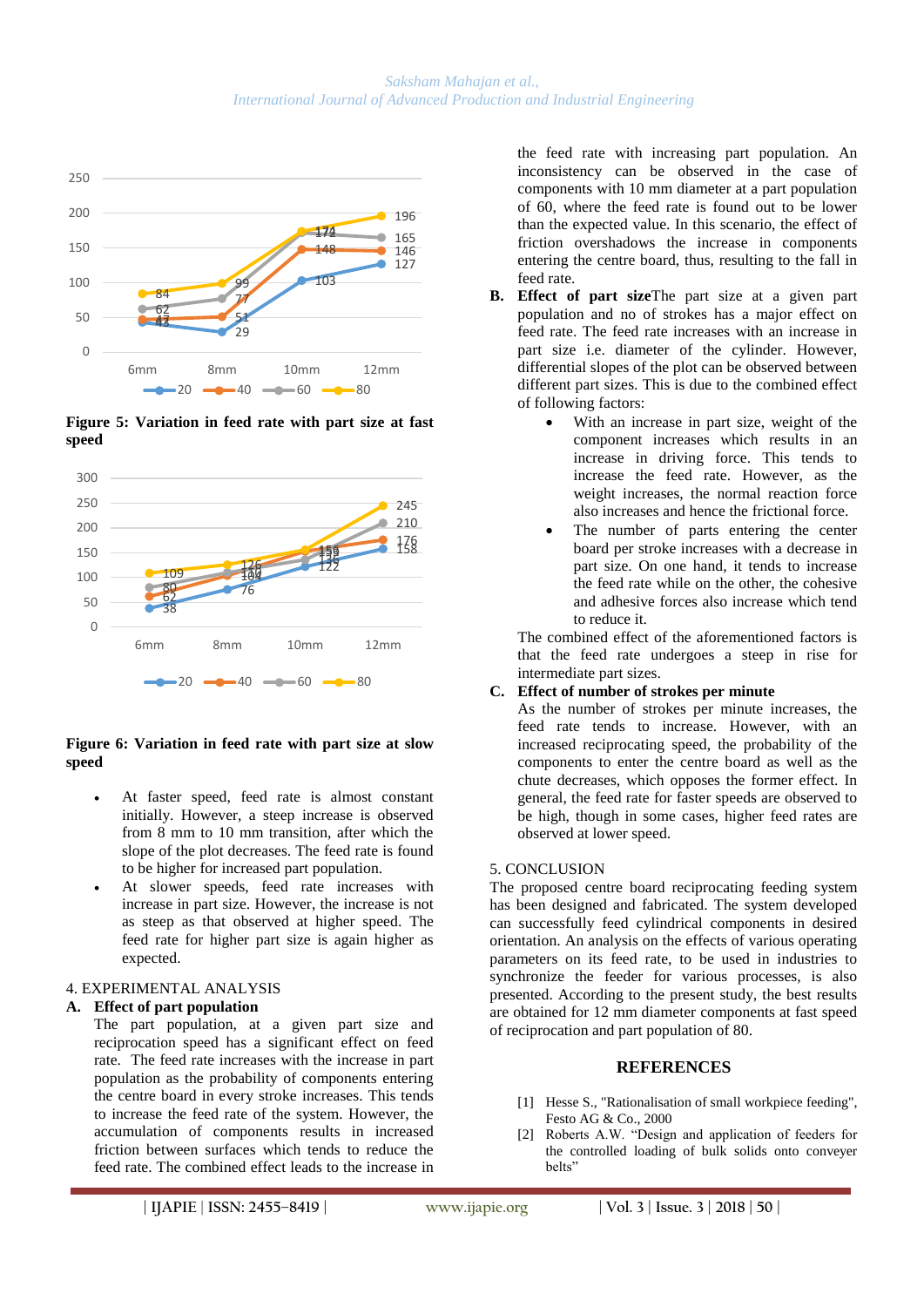**Figure 5: Variation in feed rate with part size at fast speed**

**Figure 6: Variation in feed rate with part size at slow speed**

- At faster speed, feed rate is almost constant initially. However, a steep increase is observed from 8 mm to 10 mm transition, after which the slope of the plot decreases. The feed rate is found to be higher for increased part population.
- At slower speeds, feed rate increases with increase in part size. However, the increase is not as steep as that observed at higher speed. The feed rate for higher part size is again higher as expected.

## 4. EXPERIMENTAL ANALYSIS

### A. Effect of part population

The part population, at a given part size and reciprocation speed has a significant effect on feed rate. The feed rate increases with the increase in part population as the probability of components entering the centre board in every stroke increases. This tends to increase the feed rate of the system. However, the accumulation of components results in increased friction between surfaces which tends to reduce the feed rate. The combined effect leads to the increase in the feed rate with increasing part population. An inconsistency can be observed in the case of components with 10 mm diameter at a part population of 60, where the feed rate is found out to be lower than the expected value. In this scenario, the effect of friction overshadows the increase in components entering the centre board, thus, resulting to the fall in feed rate.

### B. Effect of part size

The part size at a given part population and no of strokes has a major effect on feed rate. The feed rate increases with an increase in part size i.e. diameter of the cylinder. However, differential slopes of the plot can be observed between different part sizes. This is due to the combined effect of following factors:

- With an increase in part size, weight of the component increases which results in an increase in driving force. This tends to increase the feed rate. However, as the weight increases, the normal reaction force also increases and hence the frictional force.
- The number of parts entering the center board per stroke increases with a decrease in part size. On one hand, it tends to increase the feed rate while on the other, the cohesive and adhesive forces also increase which tend to reduce it.

The combined effect of the aforementioned factors is that the feed rate undergoes a steep in rise for intermediate part sizes.

### C. Effect of number of strokes per minute

As the number of strokes per minute increases, the feed rate tends to increase. However, with an increased reciprocating speed, the probability of the components to enter the centre board as well as the chute decreases, which opposes the former effect. In general, the feed rate for faster speeds are observed to be high, though in some cases, higher feed rates are observed at lower speed.

## 5. CONCLUSION

The proposed centre board reciprocating feeding system has been designed and fabricated. The system developed can successfully feed cylindrical components in desired orientation. An analysis on the effects of various operating parameters on its feed rate, to be used in industries to synchronize the feeder for various processes, is also presented. According to the present study, the best results are obtained for 12 mm diameter components at fast speed of reciprocation and part population of 80.

## REFERENCES

[1] Hesse S., "Rationalisation of small workpiece feeding", Festo AG & Co., 2000

[2] Roberts A.W. "Design and application of feeders for the controlled loading of bulk solids onto conveyer belts"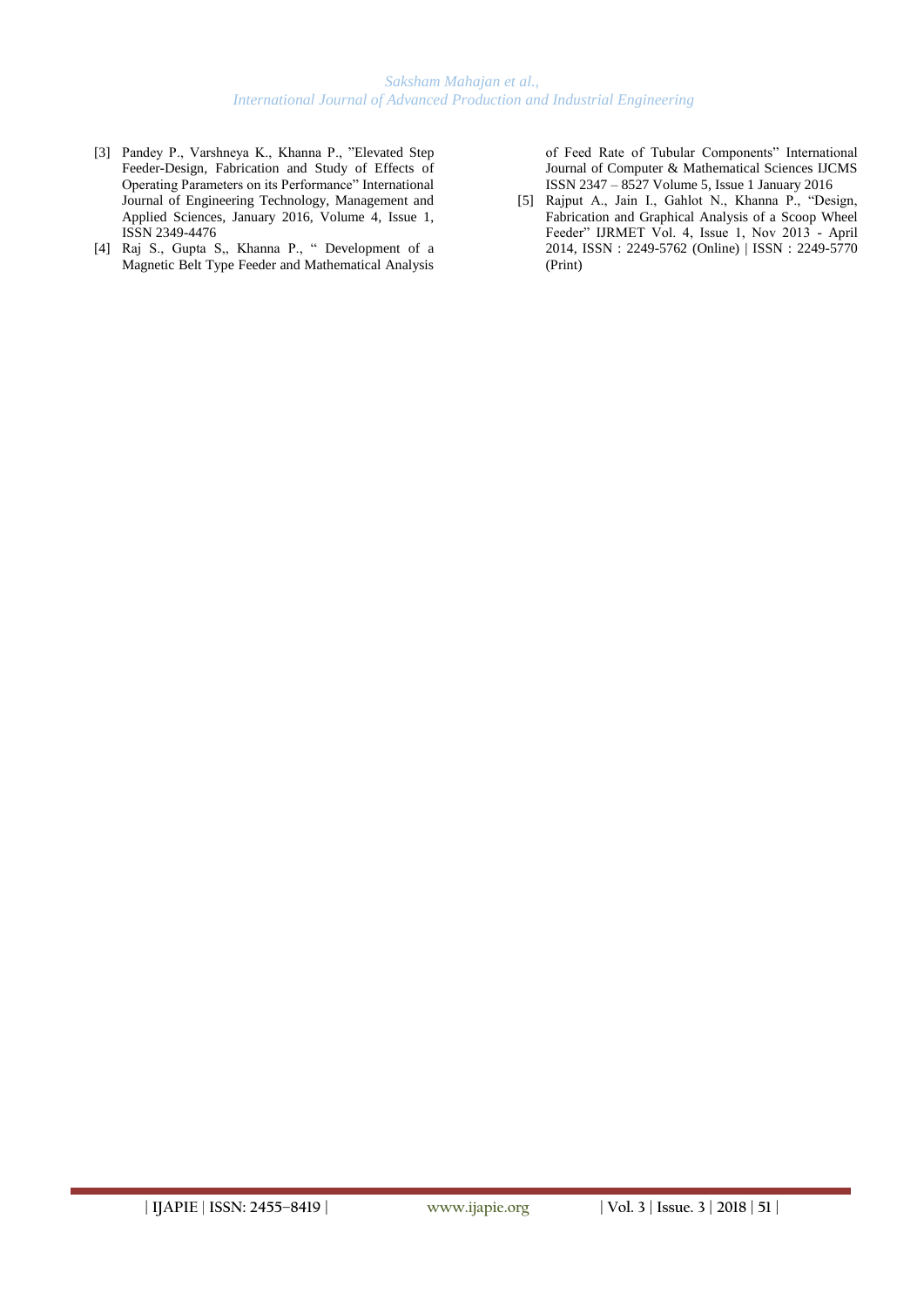[3] Pandey P., Varshneya K., Khanna P., "Elevated Step Feeder-Design, Fabrication and Study of Effects of Operating Parameters on its Performance" International Journal of Engineering Technology, Management and Applied Sciences, January 2016, Volume 4, Issue 1, ISSN 2349-4476

[4] Raj S., Gupta S,, Khanna P., " Development of a Magnetic Belt Type Feeder and Mathematical Analysis of Feed Rate of Tubular Components" International Journal of Computer & Mathematical Sciences IJCMS ISSN 2347 – 8527 Volume 5, Issue 1 January 2016

[5] Rajput A., Jain I., Gahlot N., Khanna P., "Design, Fabrication and Graphical Analysis of a Scoop Wheel Feeder" IJRMET Vol. 4, Issue 1, Nov 2013 - April 2014, ISSN : 2249-5762 (Online) | ISSN : 2249-5770 (Print)